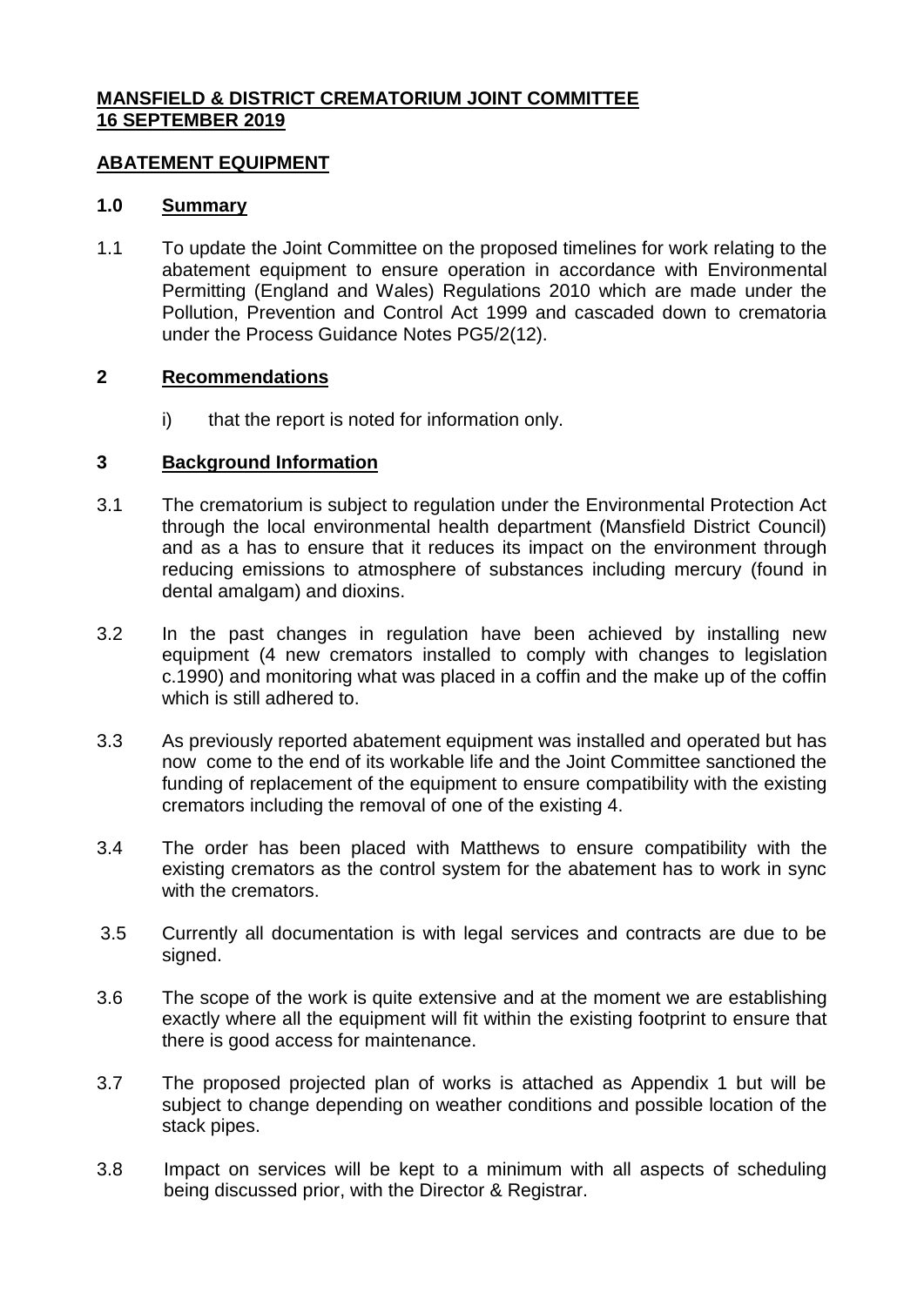**MANSFIELD & DISTRICT CREMATORIUM JOINT COMMITTEE**
**16 SEPTEMBER 2019**

**ABATEMENT EQUIPMENT**

## 1.0 Summary

1.1 To update the Joint Committee on the proposed timelines for work relating to the abatement equipment to ensure operation in accordance with Environmental Permitting (England and Wales) Regulations 2010 which are made under the Pollution, Prevention and Control Act 1999 and cascaded down to crematoria under the Process Guidance Notes PG5/2(12).

## 2 Recommendations

i) that the report is noted for information only.

## 3 Background Information

3.1 The crematorium is subject to regulation under the Environmental Protection Act through the local environmental health department (Mansfield District Council) and as a has to ensure that it reduces its impact on the environment through reducing emissions to atmosphere of substances including mercury (found in dental amalgam) and dioxins.

3.2 In the past changes in regulation have been achieved by installing new equipment (4 new cremators installed to comply with changes to legislation c.1990) and monitoring what was placed in a coffin and the make up of the coffin which is still adhered to.

3.3 As previously reported abatement equipment was installed and operated but has now come to the end of its workable life and the Joint Committee sanctioned the funding of replacement of the equipment to ensure compatibility with the existing cremators including the removal of one of the existing 4.

3.4 The order has been placed with Matthews to ensure compatibility with the existing cremators as the control system for the abatement has to work in sync with the cremators.

3.5 Currently all documentation is with legal services and contracts are due to be signed.

3.6 The scope of the work is quite extensive and at the moment we are establishing exactly where all the equipment will fit within the existing footprint to ensure that there is good access for maintenance.

3.7 The proposed projected plan of works is attached as Appendix 1 but will be subject to change depending on weather conditions and possible location of the stack pipes.

3.8 Impact on services will be kept to a minimum with all aspects of scheduling being discussed prior, with the Director & Registrar.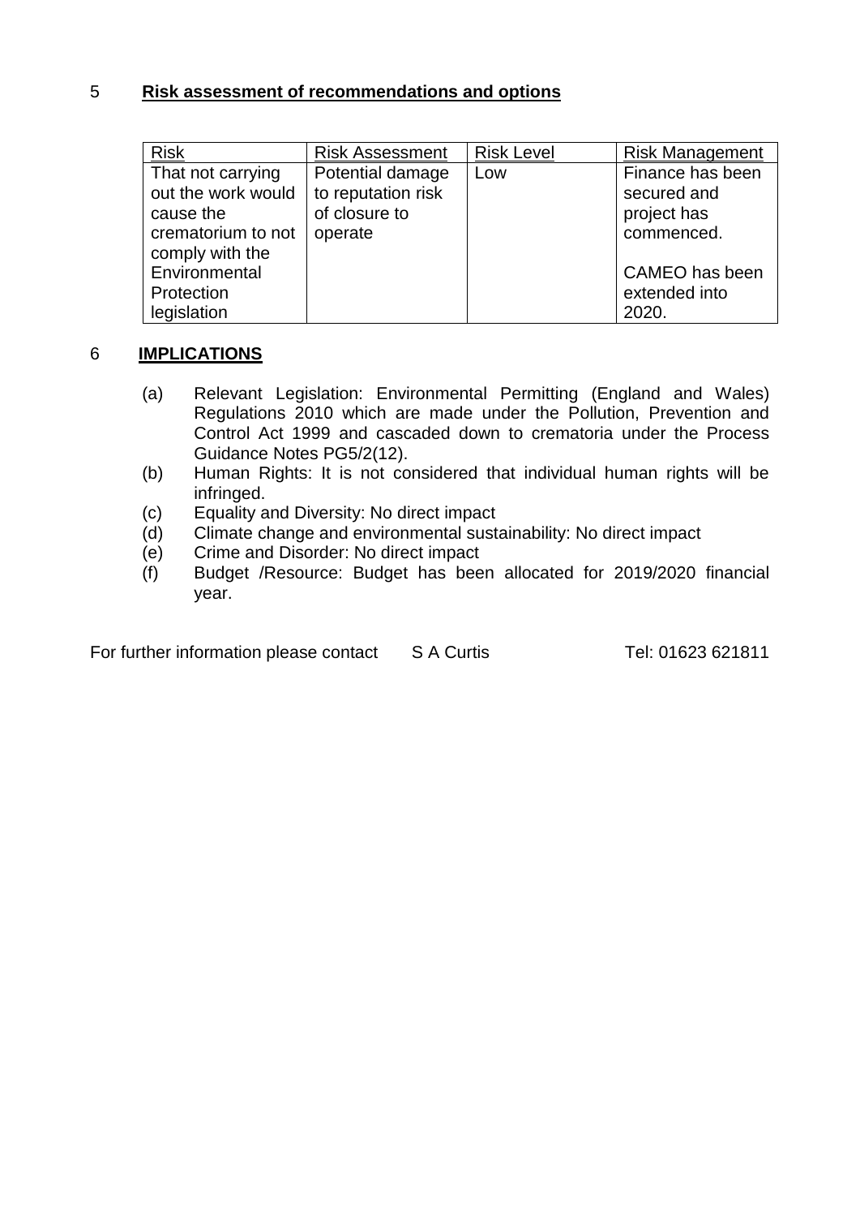## 5 **Risk assessment of recommendations and options**

| Risk | Risk Assessment | Risk Level | Risk Management |
|---|---|---|---|
| That not carrying out the work would cause the crematorium to not comply with the Environmental Protection legislation | Potential damage to reputation risk of closure to operate | Low | Finance has been secured and project has commenced.<br><br>CAMEO has been extended into 2020. |

## 6 **IMPLICATIONS**

(a) Relevant Legislation: Environmental Permitting (England and Wales) Regulations 2010 which are made under the Pollution, Prevention and Control Act 1999 and cascaded down to crematoria under the Process Guidance Notes PG5/2(12).

(b) Human Rights: It is not considered that individual human rights will be infringed.

(c) Equality and Diversity: No direct impact

(d) Climate change and environmental sustainability: No direct impact

(e) Crime and Disorder: No direct impact

(f) Budget /Resource: Budget has been allocated for 2019/2020 financial year.

For further information please contact S A Curtis Tel: 01623 621811